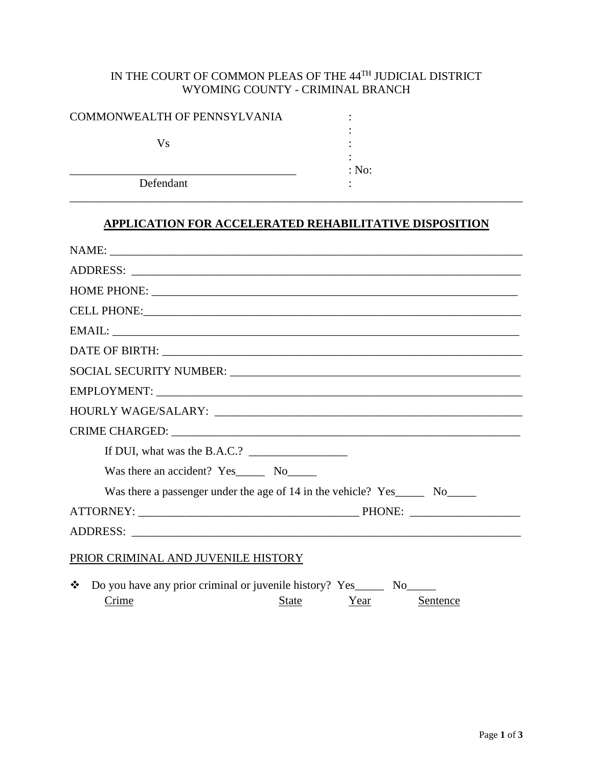IN THE COURT OF COMMON PLEAS OF THE 44TH JUDICIAL DISTRICT
WYOMING COUNTY - CRIMINAL BRANCH

COMMONWEALTH OF PENNSYLVANIA :
:
Vs :
:
______________________________________ : No:
Defendant :

______________________________________________________________________________

## APPLICATION FOR ACCELERATED REHABILITATIVE DISPOSITION

NAME: ___________________________________________________________________

ADDRESS: _________________________________________________________________

HOME PHONE: _____________________________________________________________

CELL PHONE:______________________________________________________________

EMAIL: ___________________________________________________________________

DATE OF BIRTH: ___________________________________________________________

SOCIAL SECURITY NUMBER: __________________________________________________

EMPLOYMENT: _____________________________________________________________

HOURLY WAGE/SALARY: _____________________________________________________

CRIME CHARGED: ___________________________________________________________

If DUI, what was the B.A.C.? _________________

Was there an accident? Yes_____ No_____

Was there a passenger under the age of 14 in the vehicle? Yes_____ No_____

ATTORNEY: _____________________________________ PHONE: __________________

ADDRESS: _________________________________________________________________

PRIOR CRIMINAL AND JUVENILE HISTORY

- Do you have any prior criminal or juvenile history? Yes_____ No_____

| Crime | State | Year | Sentence |
|---|---|---|---|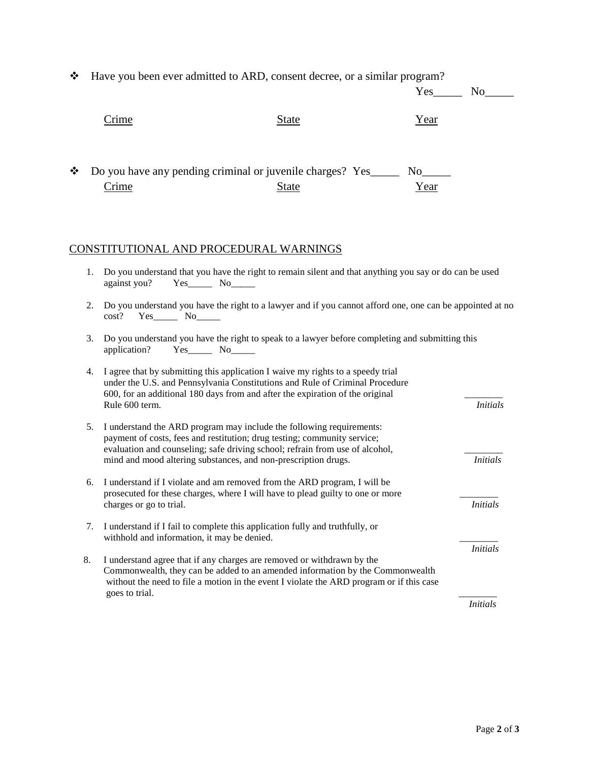❖ Have you been ever admitted to ARD, consent decree, or a similar program?

Yes_____ No_____

| Crime | State | Year |
|---|---|---|

❖ Do you have any pending criminal or juvenile charges? Yes_____ No_____

| Crime | State | Year |
|---|---|---|

## CONSTITUTIONAL AND PROCEDURAL WARNINGS

1. Do you understand that you have the right to remain silent and that anything you say or do can be used against you? Yes_____ No_____

2. Do you understand you have the right to a lawyer and if you cannot afford one, one can be appointed at no cost? Yes_____ No_____

3. Do you understand you have the right to speak to a lawyer before completing and submitting this application? Yes_____ No_____

4. I agree that by submitting this application I waive my rights to a speedy trial under the U.S. and Pennsylvania Constitutions and Rule of Criminal Procedure 600, for an additional 180 days from and after the expiration of the original Rule 600 term. ________ *Initials*

5. I understand the ARD program may include the following requirements: payment of costs, fees and restitution; drug testing; community service; evaluation and counseling; safe driving school; refrain from use of alcohol, mind and mood altering substances, and non-prescription drugs. ________ *Initials*

6. I understand if I violate and am removed from the ARD program, I will be prosecuted for these charges, where I will have to plead guilty to one or more charges or go to trial. ________ *Initials*

7. I understand if I fail to complete this application fully and truthfully, or withhold and information, it may be denied. ________ *Initials*

8. I understand agree that if any charges are removed or withdrawn by the Commonwealth, they can be added to an amended information by the Commonwealth without the need to file a motion in the event I violate the ARD program or if this case goes to trial. ________ *Initials*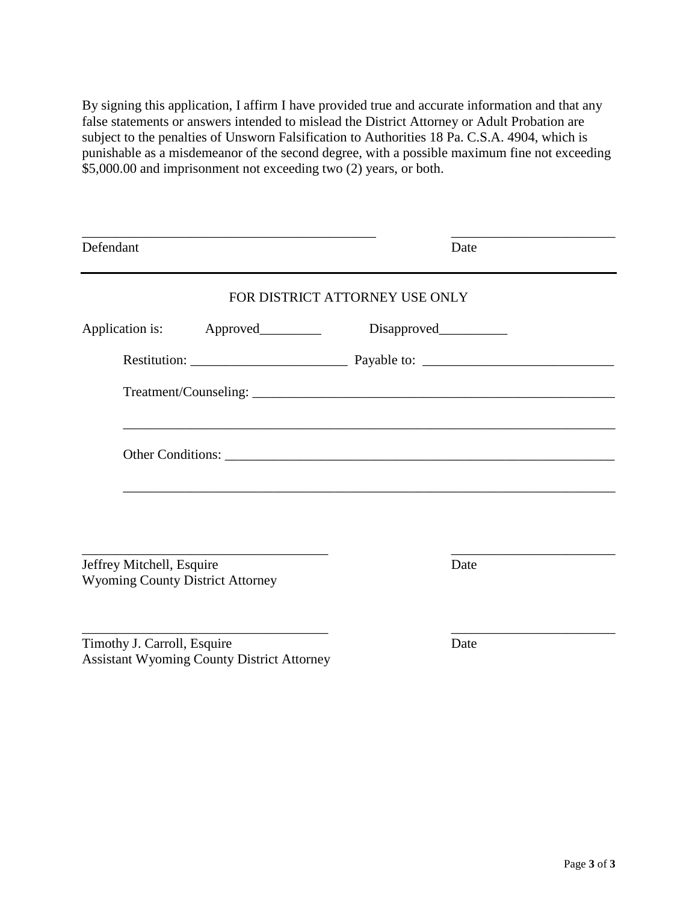By signing this application, I affirm I have provided true and accurate information and that any false statements or answers intended to mislead the District Attorney or Adult Probation are subject to the penalties of Unsworn Falsification to Authorities 18 Pa. C.S.A. 4904, which is punishable as a misdemeanor of the second degree, with a possible maximum fine not exceeding $5,000.00 and imprisonment not exceeding two (2) years, or both.

____________________________________________ ________________________

Defendant Date

---

FOR DISTRICT ATTORNEY USE ONLY

Application is: Approved_________ Disapproved__________

Restitution: _______________________ Payable to: ___________________________

Treatment/Counseling: _______________________________________________________

__________________________________________________________________________

Other Conditions: ___________________________________________________________

__________________________________________________________________________

_____________________________________ ________________________

Jeffrey Mitchell, Esquire Date
Wyoming County District Attorney

_____________________________________ ________________________

Timothy J. Carroll, Esquire Date
Assistant Wyoming County District Attorney